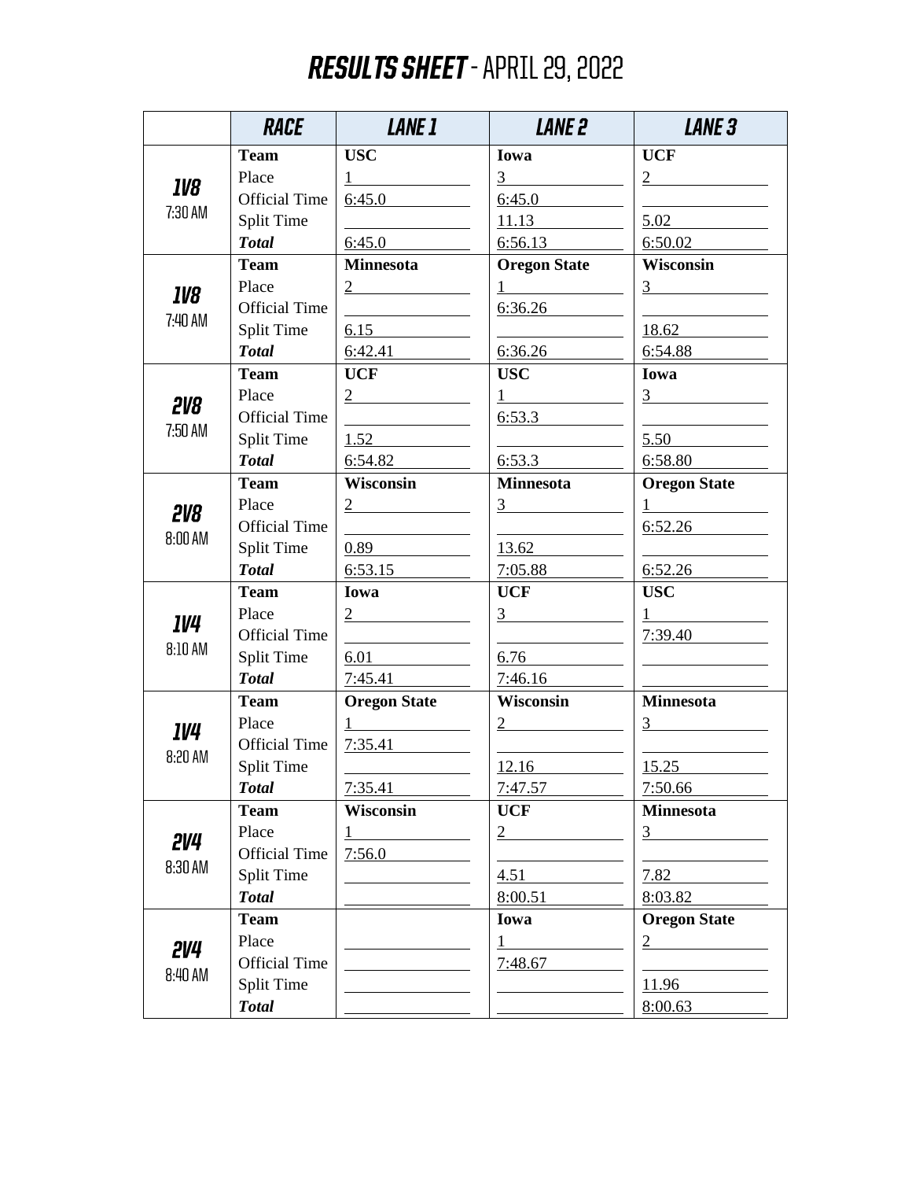# RESULTS SHEET - APRIL 29, 2022

| | RACE | LANE 1 | LANE 2 | LANE 3 |
|---|---|---|---|---|
| **1V8** 7:30 AM | **Team** | **USC** | **Iowa** | **UCF** |
| | Place | 1 | 3 | 2 |
| | Official Time | 6:45.0 | 6:45.0 | |
| | Split Time | | 11.13 | 5.02 |
| | ***Total*** | 6:45.0 | 6:56.13 | 6:50.02 |
| **1V8** 7:40 AM | **Team** | **Minnesota** | **Oregon State** | **Wisconsin** |
| | Place | 2 | 1 | 3 |
| | Official Time | | 6:36.26 | |
| | Split Time | 6.15 | | 18.62 |
| | ***Total*** | 6:42.41 | 6:36.26 | 6:54.88 |
| **2V8** 7:50 AM | **Team** | **UCF** | **USC** | **Iowa** |
| | Place | 2 | 1 | 3 |
| | Official Time | | 6:53.3 | |
| | Split Time | 1.52 | | 5.50 |
| | ***Total*** | 6:54.82 | 6:53.3 | 6:58.80 |
| **2V8** 8:00 AM | **Team** | **Wisconsin** | **Minnesota** | **Oregon State** |
| | Place | 2 | 3 | 1 |
| | Official Time | | | 6:52.26 |
| | Split Time | 0.89 | 13.62 | |
| | ***Total*** | 6:53.15 | 7:05.88 | 6:52.26 |
| **1V4** 8:10 AM | **Team** | **Iowa** | **UCF** | **USC** |
| | Place | 2 | 3 | 1 |
| | Official Time | | | 7:39.40 |
| | Split Time | 6.01 | 6.76 | |
| | ***Total*** | 7:45.41 | 7:46.16 | |
| **1V4** 8:20 AM | **Team** | **Oregon State** | **Wisconsin** | **Minnesota** |
| | Place | 1 | 2 | 3 |
| | Official Time | 7:35.41 | | |
| | Split Time | | 12.16 | 15.25 |
| | ***Total*** | 7:35.41 | 7:47.57 | 7:50.66 |
| **2V4** 8:30 AM | **Team** | **Wisconsin** | **UCF** | **Minnesota** |
| | Place | 1 | 2 | 3 |
| | Official Time | 7:56.0 | | |
| | Split Time | | 4.51 | 7.82 |
| | ***Total*** | | 8:00.51 | 8:03.82 |
| **2V4** 8:40 AM | **Team** | | **Iowa** | **Oregon State** |
| | Place | | 1 | 2 |
| | Official Time | | 7:48.67 | |
| | Split Time | | | 11.96 |
| | ***Total*** | | | 8:00.63 |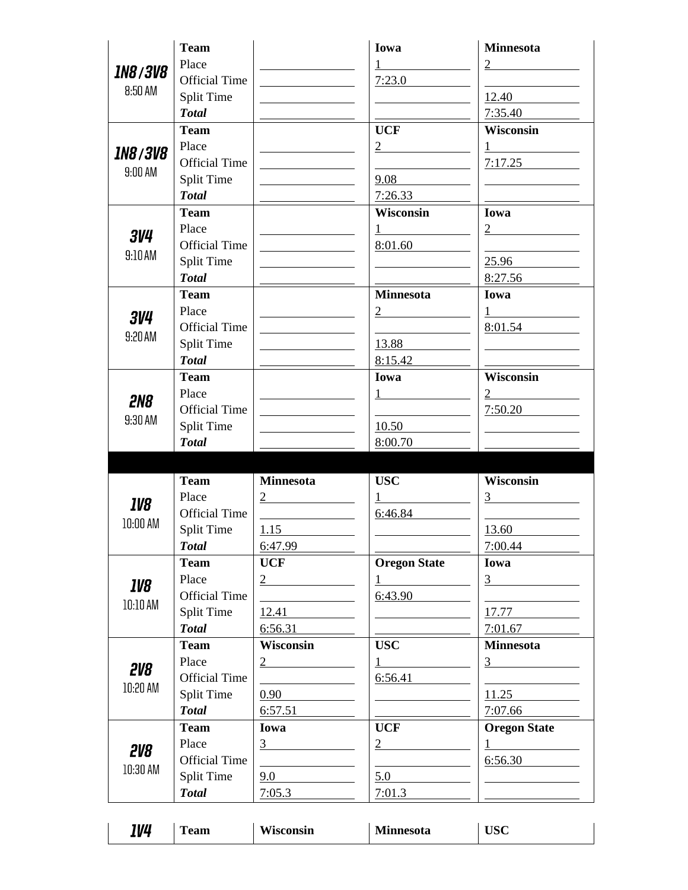| Race | | Lane 1 | Lane 2 | Lane 3 |
|---|---|---|---|---|
| ***1N8 / 3V8*** 8:50 AM | **Team** | | **Iowa** | **Minnesota** |
| | Place | | 1 | 2 |
| | Official Time | | 7:23.0 | |
| | Split Time | | | 12.40 |
| | ***Total*** | | | 7:35.40 |
| ***1N8 / 3V8*** 9:00 AM | **Team** | | **UCF** | **Wisconsin** |
| | Place | | 2 | 1 |
| | Official Time | | | 7:17.25 |
| | Split Time | | 9.08 | |
| | ***Total*** | | 7:26.33 | |
| ***3V4*** 9:10 AM | **Team** | | **Wisconsin** | **Iowa** |
| | Place | | 1 | 2 |
| | Official Time | | 8:01.60 | |
| | Split Time | | | 25.96 |
| | ***Total*** | | | 8:27.56 |
| ***3V4*** 9:20 AM | **Team** | | **Minnesota** | **Iowa** |
| | Place | | 2 | 1 |
| | Official Time | | | 8:01.54 |
| | Split Time | | 13.88 | |
| | ***Total*** | | 8:15.42 | |
| ***2N8*** 9:30 AM | **Team** | | **Iowa** | **Wisconsin** |
| | Place | | 1 | 2 |
| | Official Time | | | 7:50.20 |
| | Split Time | | 10.50 | |
| | ***Total*** | | 8:00.70 | |
| | | | | |
| ***1V8*** 10:00 AM | **Team** | **Minnesota** | **USC** | **Wisconsin** |
| | Place | 2 | 1 | 3 |
| | Official Time | | 6:46.84 | |
| | Split Time | 1.15 | | 13.60 |
| | ***Total*** | 6:47.99 | | 7:00.44 |
| ***1V8*** 10:10 AM | **Team** | **UCF** | **Oregon State** | **Iowa** |
| | Place | 2 | 1 | 3 |
| | Official Time | | 6:43.90 | |
| | Split Time | 12.41 | | 17.77 |
| | ***Total*** | 6:56.31 | | 7:01.67 |
| ***2V8*** 10:20 AM | **Team** | **Wisconsin** | **USC** | **Minnesota** |
| | Place | 2 | 1 | 3 |
| | Official Time | | 6:56.41 | |
| | Split Time | 0.90 | | 11.25 |
| | ***Total*** | 6:57.51 | | 7:07.66 |
| ***2V8*** 10:30 AM | **Team** | **Iowa** | **UCF** | **Oregon State** |
| | Place | 3 | 2 | 1 |
| | Official Time | | | 6:56.30 |
| | Split Time | 9.0 | 5.0 | |
| | ***Total*** | 7:05.3 | 7:01.3 | |
| ***1V4*** | **Team** | **Wisconsin** | **Minnesota** | **USC** |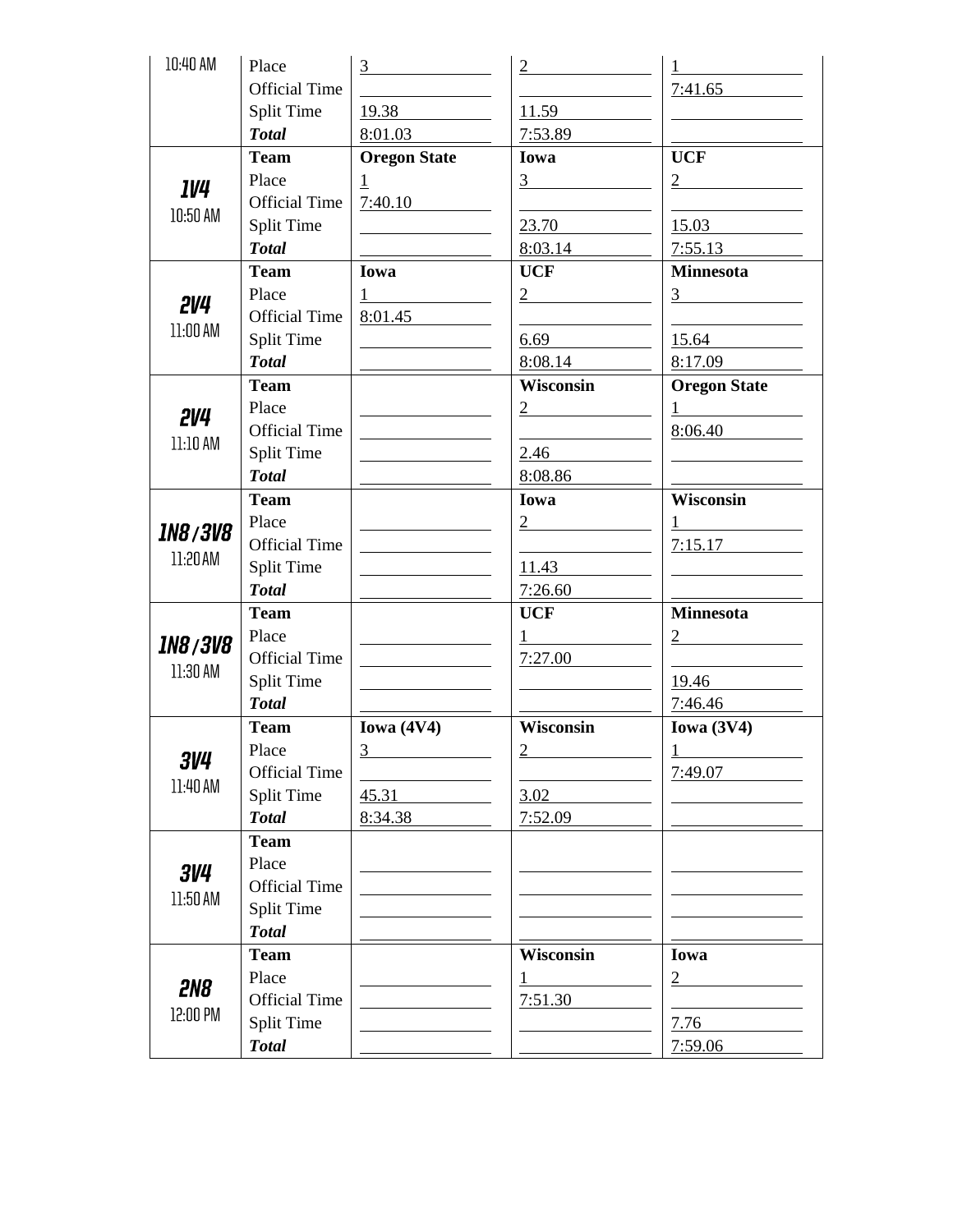| | | | | |
|---|---|---|---|---|
| 10:40 AM | Place | 3 | 2 | 1 |
| | Official Time | | | 7:41.65 |
| | Split Time | 19.38 | 11.59 | |
| | ***Total*** | 8:01.03 | 7:53.89 | |
| | **Team** | **Oregon State** | **Iowa** | **UCF** |
| ***1V4*** | Place | 1 | 3 | 2 |
| 10:50 AM | Official Time | 7:40.10 | | |
| | Split Time | | 23.70 | 15.03 |
| | ***Total*** | | 8:03.14 | 7:55.13 |
| | **Team** | **Iowa** | **UCF** | **Minnesota** |
| ***2V4*** | Place | 1 | 2 | 3 |
| 11:00 AM | Official Time | 8:01.45 | | |
| | Split Time | | 6.69 | 15.64 |
| | ***Total*** | | 8:08.14 | 8:17.09 |
| | **Team** | | **Wisconsin** | **Oregon State** |
| ***2V4*** | Place | | 2 | 1 |
| 11:10 AM | Official Time | | | 8:06.40 |
| | Split Time | | 2.46 | |
| | ***Total*** | | 8:08.86 | |
| | **Team** | | **Iowa** | **Wisconsin** |
| ***1N8 / 3V8*** | Place | | 2 | 1 |
| 11:20 AM | Official Time | | | 7:15.17 |
| | Split Time | | 11.43 | |
| | ***Total*** | | 7:26.60 | |
| | **Team** | | **UCF** | **Minnesota** |
| ***1N8 / 3V8*** | Place | | 1 | 2 |
| 11:30 AM | Official Time | | 7:27.00 | |
| | Split Time | | | 19.46 |
| | ***Total*** | | | 7:46.46 |
| | **Team** | **Iowa (4V4)** | **Wisconsin** | **Iowa (3V4)** |
| ***3V4*** | Place | 3 | 2 | 1 |
| 11:40 AM | Official Time | | | 7:49.07 |
| | Split Time | 45.31 | 3.02 | |
| | ***Total*** | 8:34.38 | 7:52.09 | |
| | **Team** | | | |
| ***3V4*** | Place | | | |
| 11:50 AM | Official Time | | | |
| | Split Time | | | |
| | ***Total*** | | | |
| | **Team** | | **Wisconsin** | **Iowa** |
| ***2N8*** | Place | | 1 | 2 |
| 12:00 PM | Official Time | | 7:51.30 | |
| | Split Time | | | 7.76 |
| | ***Total*** | | | 7:59.06 |